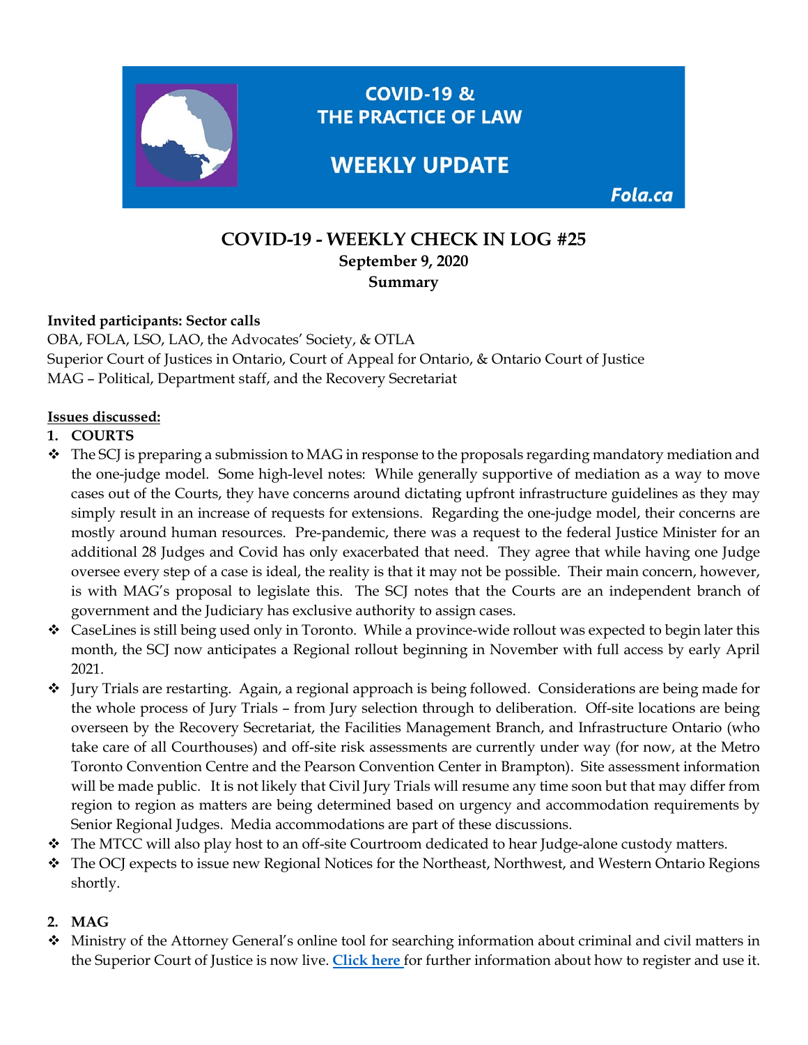COVID-19 & THE PRACTICE OF LAW

WEEKLY UPDATE

Fola.ca

# COVID-19 - WEEKLY CHECK IN LOG #25

**September 9, 2020**

**Summary**

**Invited participants: Sector calls**

OBA, FOLA, LSO, LAO, the Advocates' Society, & OTLA
Superior Court of Justices in Ontario, Court of Appeal for Ontario, & Ontario Court of Justice
MAG – Political, Department staff, and the Recovery Secretariat

**Issues discussed:**

**1. COURTS**

- The SCJ is preparing a submission to MAG in response to the proposals regarding mandatory mediation and the one-judge model. Some high-level notes: While generally supportive of mediation as a way to move cases out of the Courts, they have concerns around dictating upfront infrastructure guidelines as they may simply result in an increase of requests for extensions. Regarding the one-judge model, their concerns are mostly around human resources. Pre-pandemic, there was a request to the federal Justice Minister for an additional 28 Judges and Covid has only exacerbated that need. They agree that while having one Judge oversee every step of a case is ideal, the reality is that it may not be possible. Their main concern, however, is with MAG's proposal to legislate this. The SCJ notes that the Courts are an independent branch of government and the Judiciary has exclusive authority to assign cases.
- CaseLines is still being used only in Toronto. While a province-wide rollout was expected to begin later this month, the SCJ now anticipates a Regional rollout beginning in November with full access by early April 2021.
- Jury Trials are restarting. Again, a regional approach is being followed. Considerations are being made for the whole process of Jury Trials – from Jury selection through to deliberation. Off-site locations are being overseen by the Recovery Secretariat, the Facilities Management Branch, and Infrastructure Ontario (who take care of all Courthouses) and off-site risk assessments are currently under way (for now, at the Metro Toronto Convention Centre and the Pearson Convention Center in Brampton). Site assessment information will be made public. It is not likely that Civil Jury Trials will resume any time soon but that may differ from region to region as matters are being determined based on urgency and accommodation requirements by Senior Regional Judges. Media accommodations are part of these discussions.
- The MTCC will also play host to an off-site Courtroom dedicated to hear Judge-alone custody matters.
- The OCJ expects to issue new Regional Notices for the Northeast, Northwest, and Western Ontario Regions shortly.

**2. MAG**

- Ministry of the Attorney General's online tool for searching information about criminal and civil matters in the Superior Court of Justice is now live. **Click here** for further information about how to register and use it.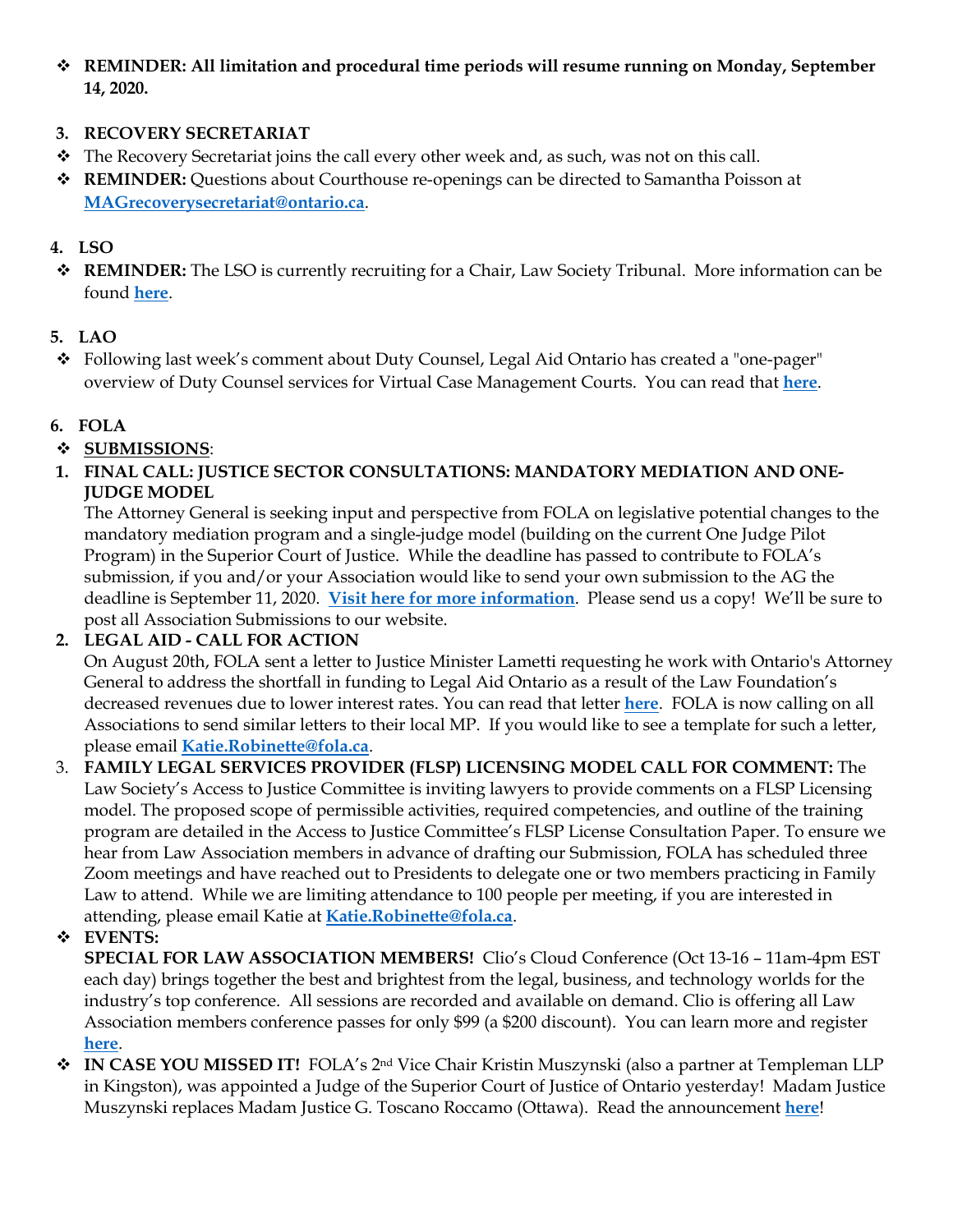- **REMINDER: All limitation and procedural time periods will resume running on Monday, September 14, 2020.**

3. **RECOVERY SECRETARIAT**

- The Recovery Secretariat joins the call every other week and, as such, was not on this call.
- **REMINDER:** Questions about Courthouse re-openings can be directed to Samantha Poisson at **MAGrecoverysecretariat@ontario.ca**.

4. **LSO**

- **REMINDER:** The LSO is currently recruiting for a Chair, Law Society Tribunal. More information can be found **here**.

5. **LAO**

- Following last week's comment about Duty Counsel, Legal Aid Ontario has created a "one-pager" overview of Duty Counsel services for Virtual Case Management Courts. You can read that **here**.

6. **FOLA**

- **SUBMISSIONS**:

1. **FINAL CALL: JUSTICE SECTOR CONSULTATIONS: MANDATORY MEDIATION AND ONE-JUDGE MODEL**
   The Attorney General is seeking input and perspective from FOLA on legislative potential changes to the mandatory mediation program and a single-judge model (building on the current One Judge Pilot Program) in the Superior Court of Justice. While the deadline has passed to contribute to FOLA's submission, if you and/or your Association would like to send your own submission to the AG the deadline is September 11, 2020. **Visit here for more information**. Please send us a copy! We'll be sure to post all Association Submissions to our website.
2. **LEGAL AID - CALL FOR ACTION**
   On August 20th, FOLA sent a letter to Justice Minister Lametti requesting he work with Ontario's Attorney General to address the shortfall in funding to Legal Aid Ontario as a result of the Law Foundation's decreased revenues due to lower interest rates. You can read that letter **here**. FOLA is now calling on all Associations to send similar letters to their local MP. If you would like to see a template for such a letter, please email **Katie.Robinette@fola.ca**.
3. **FAMILY LEGAL SERVICES PROVIDER (FLSP) LICENSING MODEL CALL FOR COMMENT:** The Law Society's Access to Justice Committee is inviting lawyers to provide comments on a FLSP Licensing model. The proposed scope of permissible activities, required competencies, and outline of the training program are detailed in the Access to Justice Committee's FLSP License Consultation Paper. To ensure we hear from Law Association members in advance of drafting our Submission, FOLA has scheduled three Zoom meetings and have reached out to Presidents to delegate one or two members practicing in Family Law to attend. While we are limiting attendance to 100 people per meeting, if you are interested in attending, please email Katie at **Katie.Robinette@fola.ca**.

- **EVENTS:**
  **SPECIAL FOR LAW ASSOCIATION MEMBERS!** Clio's Cloud Conference (Oct 13-16 – 11am-4pm EST each day) brings together the best and brightest from the legal, business, and technology worlds for the industry's top conference. All sessions are recorded and available on demand. Clio is offering all Law Association members conference passes for only $99 (a $200 discount). You can learn more and register **here**.
- **IN CASE YOU MISSED IT!** FOLA's 2nd Vice Chair Kristin Muszynski (also a partner at Templeman LLP in Kingston), was appointed a Judge of the Superior Court of Justice of Ontario yesterday! Madam Justice Muszynski replaces Madam Justice G. Toscano Roccamo (Ottawa). Read the announcement **here**!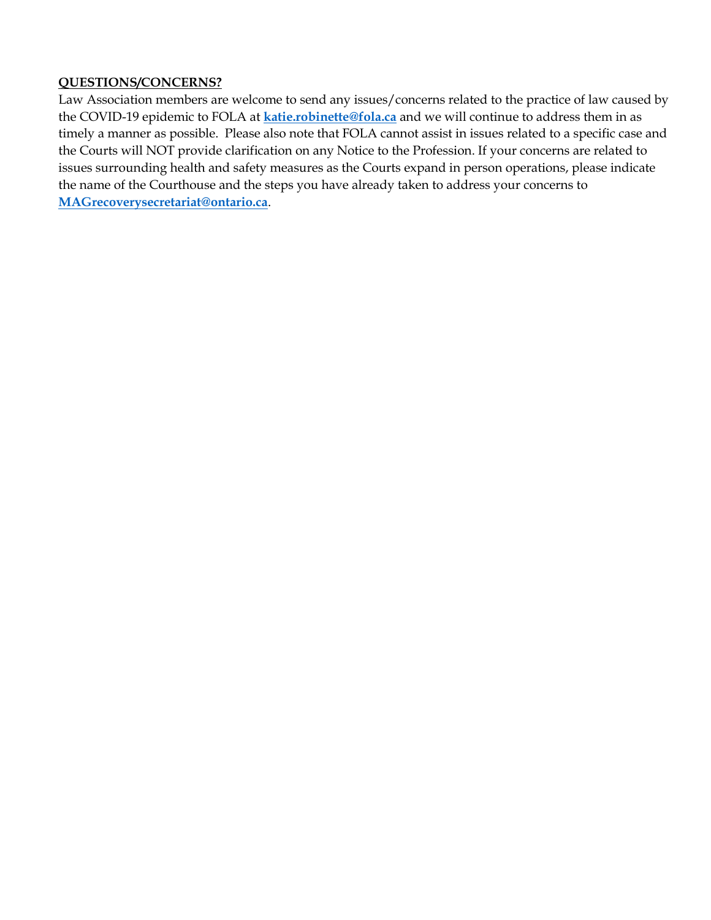**QUESTIONS/CONCERNS?**

Law Association members are welcome to send any issues/concerns related to the practice of law caused by the COVID-19 epidemic to FOLA at **katie.robinette@fola.ca** and we will continue to address them in as timely a manner as possible. Please also note that FOLA cannot assist in issues related to a specific case and the Courts will NOT provide clarification on any Notice to the Profession. If your concerns are related to issues surrounding health and safety measures as the Courts expand in person operations, please indicate the name of the Courthouse and the steps you have already taken to address your concerns to **MAGrecoverysecretariat@ontario.ca**.